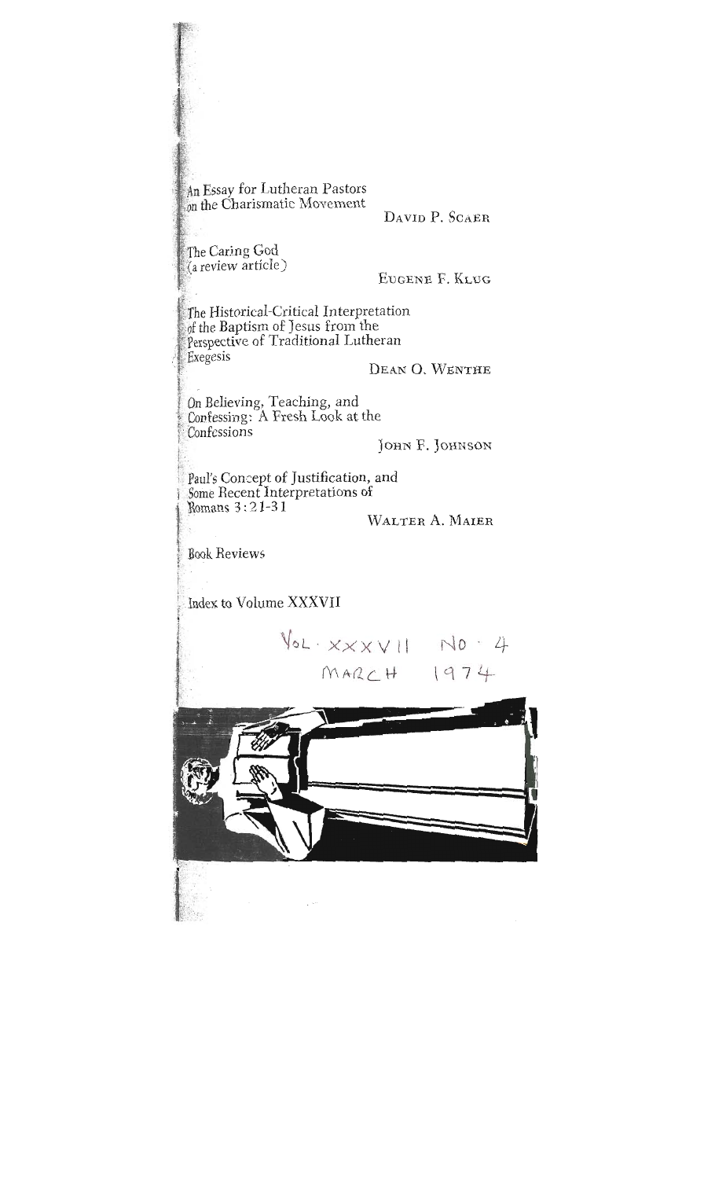An Essay for Lutheran Pastors on the Charismatic Movement

DAVID P. SCAER

The Caring God (a review article)

EUGENE F. KLUG

The Historical-Critical Interpretation of the Baptism of Jesus from the Perspective of Traditional Lutheran Exegesis

DEAN O. WENTHE

On Believing, Teaching, and Confessing: A Fresh Look at the Confessions

JOHN F. JOHNSON

Paul's Concept of Justification, and Some Recent Interpretations of Romans 3:21-31

WALTER A. MAIER

Book Reviews

Index to Volume XXXVII

VOL. XXXVII NO. 4
MARCH 1974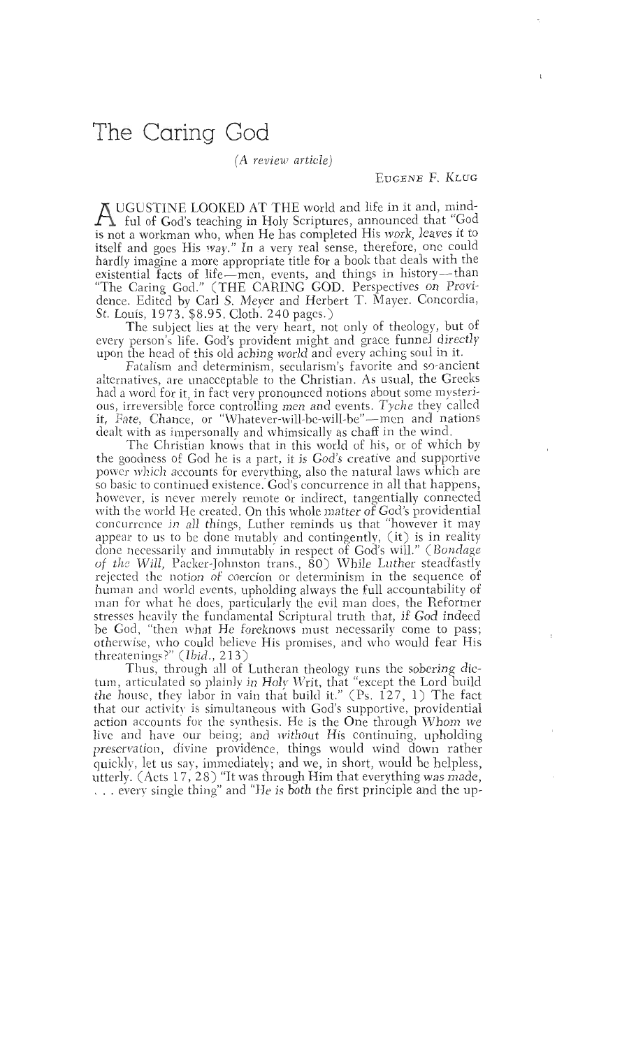# The Caring God

*(A review article)*

Eugene F. Klug

Augustine looked at the world and life in it and, mindful of God's teaching in Holy Scriptures, announced that "God is not a workman who, when He has completed His work, leaves it to itself and goes His way." In a very real sense, therefore, one could hardly imagine a more appropriate title for a book that deals with the existential facts of life—men, events, and things in history—than "The Caring God." (THE CARING GOD. Perspectives on Providence. Edited by Carl S. Meyer and Herbert T. Mayer. Concordia, St. Louis, 1973. $8.95. Cloth. 240 pages.)

The subject lies at the very heart, not only of theology, but of every person's life. God's provident might and grace funnel directly upon the head of this old aching world and every aching soul in it.

Fatalism and determinism, secularism's favorite and so-ancient alternatives, are unacceptable to the Christian. As usual, the Greeks had a word for it, in fact very pronounced notions about some mysterious, irreversible force controlling men and events. *Tyche* they called it, Fate, Chance, or "Whatever-will-be-will-be"—men and nations dealt with as impersonally and whimsically as chaff in the wind.

The Christian knows that in this world of his, or of which by the goodness of God he is a part, it is God's creative and supportive power which accounts for everything, also the natural laws which are so basic to continued existence. God's concurrence in all that happens, however, is never merely remote or indirect, tangentially connected with the world He created. On this whole matter of God's providential concurrence in all things, Luther reminds us that "however it may appear to us to be done mutably and contingently, (it) is in reality done necessarily and immutably in respect of God's will." (*Bondage of the Will*, Packer-Johnston trans., 80) While Luther steadfastly rejected the notion of coercion or determinism in the sequence of human and world events, upholding always the full accountability of man for what he does, particularly the evil man does, the Reformer stresses heavily the fundamental Scriptural truth that, if God indeed be God, "then what He foreknows must necessarily come to pass; otherwise, who could believe His promises, and who would fear His threatenings?" (*Ibid.*, 213)

Thus, through all of Lutheran theology runs the sobering dictum, articulated so plainly in Holy Writ, that "except the Lord build the house, they labor in vain that build it." (Ps. 127, 1) The fact that our activity is simultaneous with God's supportive, providential action accounts for the synthesis. He is the One through Whom we live and have our being; and without His continuing, upholding preservation, divine providence, things would wind down rather quickly, let us say, immediately; and we, in short, would be helpless, utterly. (Acts 17, 28) "It was through Him that everything was made, . . . every single thing" and "He is both the first principle and the up-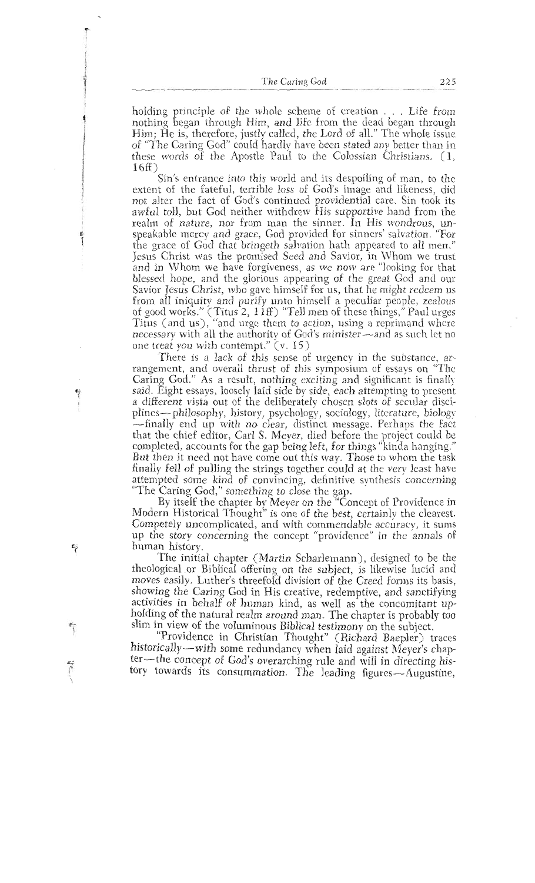holding principle of the whole scheme of creation . . . Life from nothing began through Him, and life from the dead began through Him; He is, therefore, justly called, the Lord of all." The whole issue of "The Caring God" could hardly have been stated any better than in these words of the Apostle Paul to the Colossian Christians. (1, 16ff)

Sin's entrance into this world and its despoiling of man, to the extent of the fateful, terrible loss of God's image and likeness, did not alter the fact of God's continued providential care. Sin took its awful toll, but God neither withdrew His supportive hand from the realm of nature, nor from man the sinner. In His wondrous, unspeakable mercy and grace, God provided for sinners' salvation. "For the grace of God that bringeth salvation hath appeared to all men." Jesus Christ was the promised Seed and Savior, in Whom we trust and in Whom we have forgiveness, as we now are "looking for that blessed hope, and the glorious appearing of the great God and our Savior Jesus Christ, who gave himself for us, that he might redeem us from all iniquity and purify unto himself a peculiar people, zealous of good works." (Titus 2, 11ff) "Tell men of these things," Paul urges Titus (and us), "and urge them to action, using a reprimand where necessary with all the authority of God's minister—and as such let no one treat you with contempt." (v. 15)

There is a lack of this sense of urgency in the substance, arrangement, and overall thrust of this symposium of essays on "The Caring God." As a result, nothing exciting and significant is finally said. Eight essays, loosely laid side by side, each attempting to present a different vista out of the deliberately chosen slots of secular disciplines—philosophy, history, psychology, sociology, literature, biology—finally end up with no clear, distinct message. Perhaps the fact that the chief editor, Carl S. Meyer, died before the project could be completed, accounts for the gap being left, for things "kinda hanging." But then it need not have come out this way. Those to whom the task finally fell of pulling the strings together could at the very least have attempted some kind of convincing, definitive synthesis concerning "The Caring God," something to close the gap.

By itself the chapter by Meyer on the "Concept of Providence in Modern Historical Thought" is one of the best, certainly the clearest. Competely uncomplicated, and with commendable accuracy, it sums up the story concerning the concept "providence" in the annals of human history.

The initial chapter (Martin Scharlemann), designed to be the theological or Biblical offering on the subject, is likewise lucid and moves easily. Luther's threefold division of the Creed forms its basis, showing the Caring God in His creative, redemptive, and sanctifying activities in behalf of human kind, as well as the concomitant upholding of the natural realm around man. The chapter is probably too slim in view of the voluminous Biblical testimony on the subject.

"Providence in Christian Thought" (Richard Baepler) traces historically—with some redundancy when laid against Meyer's chapter—the concept of God's overarching rule and will in directing history towards its consummation. The leading figures—Augustine,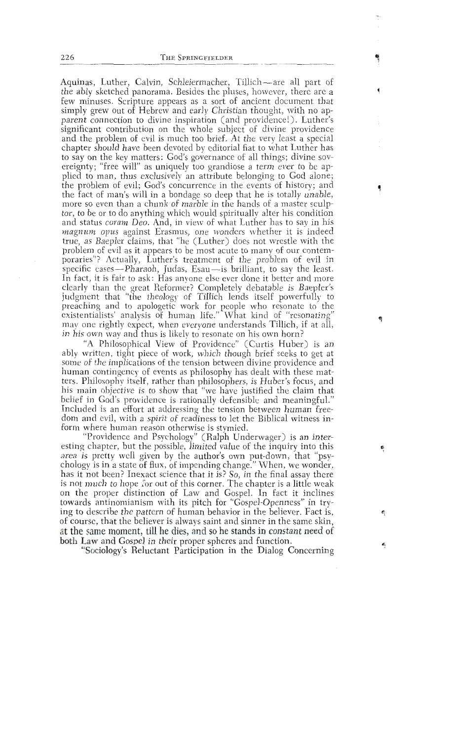Aquinas, Luther, Calvin, Schleiermacher, Tillich—are all part of the ably sketched panorama. Besides the pluses, however, there are a few minuses. Scripture appears as a sort of ancient document that simply grew out of Hebrew and early Christian thought, with no apparent connection to divine inspiration (and providence!). Luther's significant contribution on the whole subject of divine providence and the problem of evil is much too brief. At the very least a special chapter should have been devoted by editorial fiat to what Luther has to say on the key matters: God's governance of all things; divine sovereignty; "free will" as uniquely too grandiose a term ever to be applied to man, thus exclusively an attribute belonging to God alone; the problem of evil; God's concurrence in the events of history; and the fact of man's will in a bondage so deep that he is totally *unable*, more so even than a chunk of marble in the hands of a master sculptor, to be or to do anything which would spiritually alter his condition and status *coram Deo*. And, in view of what Luther has to say in his *magnum opus* against Erasmus, one wonders whether it is indeed true, as Baepler claims, that "he (Luther) does not wrestle with the problem of evil as it appears to be most acute to many of our contemporaries"? Actually, Luther's treatment of the problem of evil in specific cases—Pharaoh, Judas, Esau—is brilliant, to say the least. In fact, it is fair to ask: Has anyone else ever done it better and more clearly than the great Reformer? Completely debatable is Baepler's judgment that "the theology of Tillich lends itself powerfully to preaching and to apologetic work for people who resonate to the existentialists' analysis of human life." What kind of "resonating" may one rightly expect, when *everyone* understands Tillich, if at all, in his own way and thus is likely to resonate on his own horn?

"A Philosophical View of Providence" (Curtis Huber) is an ably written, tight piece of work, which though brief seeks to get at some of the implications of the tension between divine providence and human contingency of events as philosophy has dealt with these matters. Philosophy itself, rather than philosophers, is Huber's focus, and his main objective is to show that "we have justified the claim that belief in God's providence is rationally defensible and meaningful." Included is an effort at addressing the tension between human freedom and evil, with a spirit of readiness to let the Biblical witness inform where human reason otherwise is stymied.

"Providence and Psychology" (Ralph Underwager) is an interesting chapter, but the possible, *limited* value of the inquiry into this area is pretty well given by the author's own put-down, that "psychology is in a state of flux, of impending change." When, we wonder, has it not been? Inexact science that it is? So, in the final assay there is not much to hope for out of this corner. The chapter is a little weak on the proper distinction of Law and Gospel. In fact it inclines towards antinomianism with its pitch for "Gospel-Openness" in trying to describe the pattern of human behavior in the believer. Fact is, of course, that the believer is always saint and sinner in the same skin, at the same moment, till he dies, and so he stands in constant need of both Law and Gospel in their proper spheres and function.

"Sociology's Reluctant Participation in the Dialog Concerning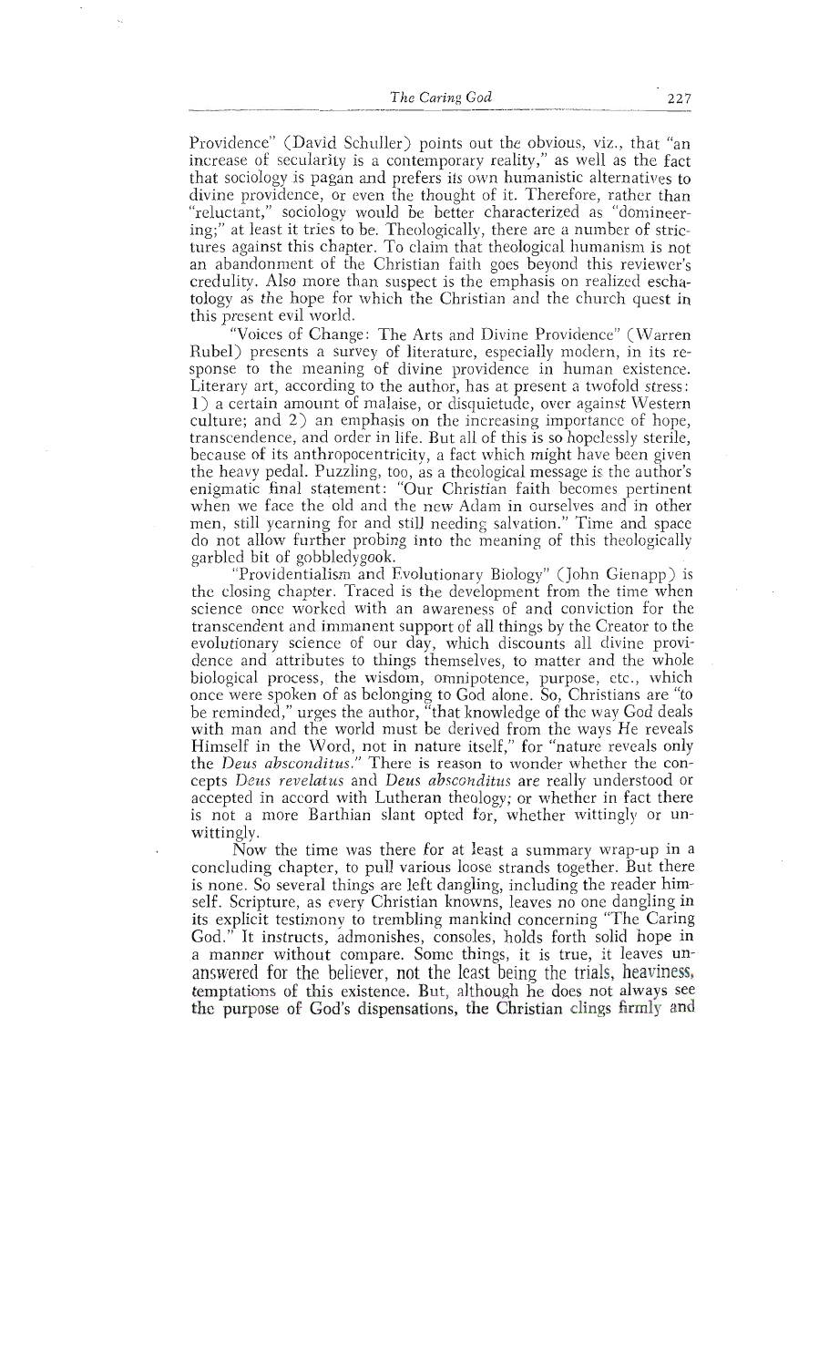Providence" (David Schuller) points out the obvious, viz., that "an increase of secularity is a contemporary reality," as well as the fact that sociology is pagan and prefers its own humanistic alternatives to divine providence, or even the thought of it. Therefore, rather than "reluctant," sociology would be better characterized as "domineering;" at least it tries to be. Theologically, there are a number of strictures against this chapter. To claim that theological humanism is not an abandonment of the Christian faith goes beyond this reviewer's credulity. Also more than suspect is the emphasis on realized eschatology as the hope for which the Christian and the church quest in this present evil world.

"Voices of Change: The Arts and Divine Providence" (Warren Rubel) presents a survey of literature, especially modern, in its response to the meaning of divine providence in human existence. Literary art, according to the author, has at present a twofold stress: 1) a certain amount of malaise, or disquietude, over against Western culture; and 2) an emphasis on the increasing importance of hope, transcendence, and order in life. But all of this is so hopelessly sterile, because of its anthropocentricity, a fact which might have been given the heavy pedal. Puzzling, too, as a theological message is the author's enigmatic final statement: "Our Christian faith becomes pertinent when we face the old and the new Adam in ourselves and in other men, still yearning for and still needing salvation." Time and space do not allow further probing into the meaning of this theologically garbled bit of gobbledygook.

"Providentialism and Evolutionary Biology" (John Gienapp) is the closing chapter. Traced is the development from the time when science once worked with an awareness of and conviction for the transcendent and immanent support of all things by the Creator to the evolutionary science of our day, which discounts all divine providence and attributes to things themselves, to matter and the whole biological process, the wisdom, omnipotence, purpose, etc., which once were spoken of as belonging to God alone. So, Christians are "to be reminded," urges the author, "that knowledge of the way God deals with man and the world must be derived from the ways He reveals Himself in the Word, not in nature itself," for "nature reveals only the *Deus absconditus*." There is reason to wonder whether the concepts *Deus revelatus* and *Deus absconditus* are really understood or accepted in accord with Lutheran theology; or whether in fact there is not a more Barthian slant opted for, whether wittingly or unwittingly.

Now the time was there for at least a summary wrap-up in a concluding chapter, to pull various loose strands together. But there is none. So several things are left dangling, including the reader himself. Scripture, as every Christian knowns, leaves no one dangling in its explicit testimony to trembling mankind concerning "The Caring God." It instructs, admonishes, consoles, holds forth solid hope in a manner without compare. Some things, it is true, it leaves unanswered for the believer, not the least being the trials, heaviness, temptations of this existence. But, although he does not always see the purpose of God's dispensations, the Christian clings firmly and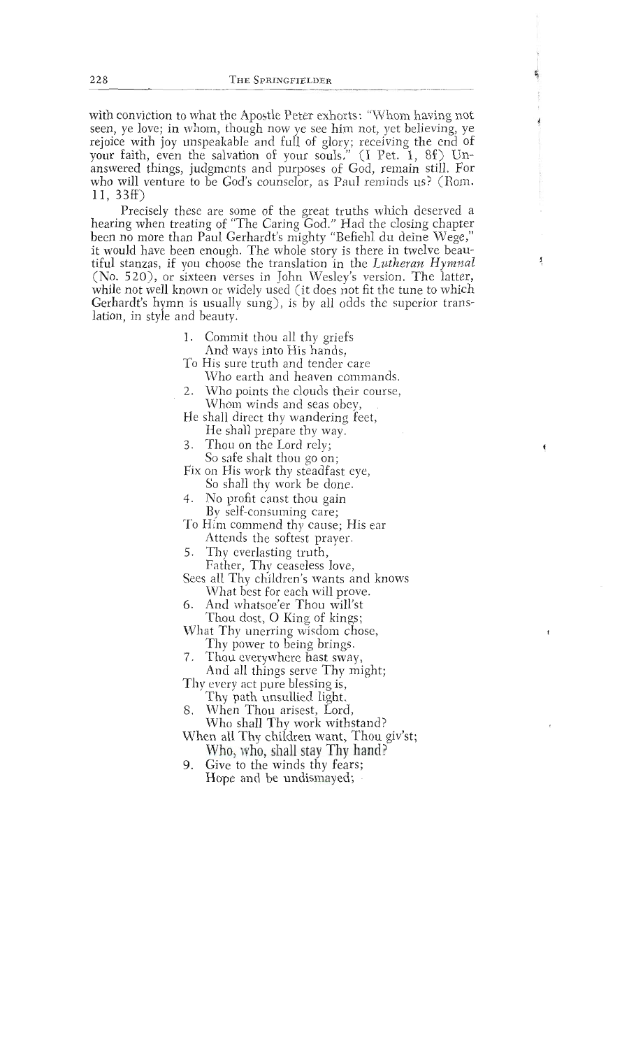with conviction to what the Apostle Peter exhorts: "Whom having not seen, ye love; in whom, though now ye see him not, yet believing, ye rejoice with joy unspeakable and full of glory; receiving the end of your faith, even the salvation of your souls." (I Pet. 1, 8f) Unanswered things, judgments and purposes of God, remain still. For who will venture to be God's counselor, as Paul reminds us? (Rom. 11, 33ff)

Precisely these are some of the great truths which deserved a hearing when treating of "The Caring God." Had the closing chapter been no more than Paul Gerhardt's mighty "Befiehl du deine Wege," it would have been enough. The whole story is there in twelve beautiful stanzas, if you choose the translation in the *Lutheran Hymnal* (No. 520), or sixteen verses in John Wesley's version. The latter, while not well known or widely used (it does not fit the tune to which Gerhardt's hymn is usually sung), is by all odds the superior translation, in style and beauty.

1. Commit thou all thy griefs
   And ways into His hands,
   To His sure truth and tender care
   Who earth and heaven commands.
2. Who points the clouds their course,
   Whom winds and seas obey,
   He shall direct thy wandering feet,
   He shall prepare thy way.
3. Thou on the Lord rely;
   So safe shalt thou go on;
   Fix on His work thy steadfast eye,
   So shall thy work be done.
4. No profit canst thou gain
   By self-consuming care;
   To Him commend thy cause; His ear
   Attends the softest prayer.
5. Thy everlasting truth,
   Father, Thy ceaseless love,
   Sees all Thy children's wants and knows
   What best for each will prove.
6. And whatsoe'er Thou will'st
   Thou dost, O King of kings;
   What Thy unerring wisdom chose,
   Thy power to being brings.
7. Thou everywhere hast sway,
   And all things serve Thy might;
   Thy every act pure blessing is,
   Thy path unsullied light.
8. When Thou arisest, Lord,
   Who shall Thy work withstand?
   When all Thy children want, Thou giv'st;
   Who, who, shall stay Thy hand?
9. Give to the winds thy fears;
   Hope and be undismayed;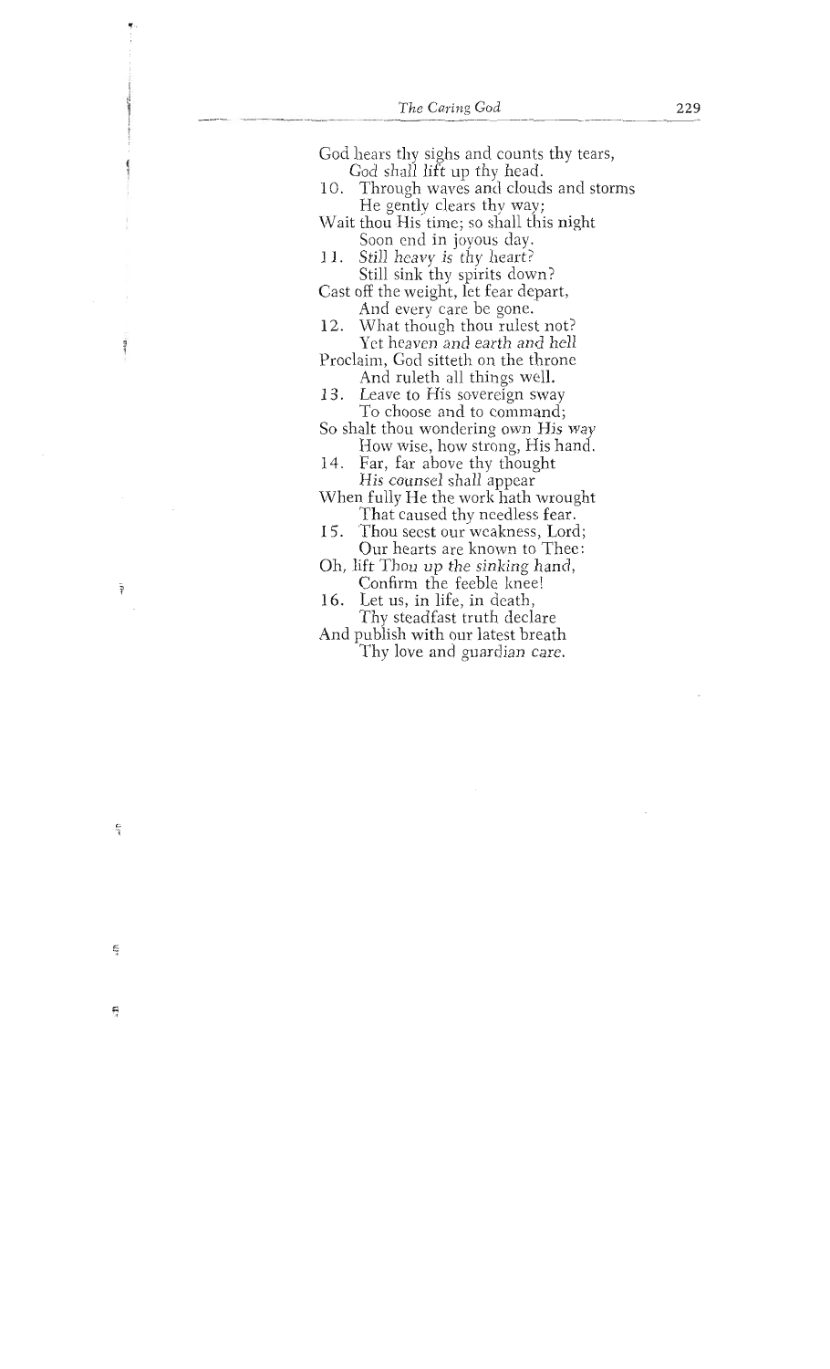God hears thy sighs and counts thy tears,
God shall lift up thy head.

10. Through waves and clouds and storms
He gently clears thy way;
Wait thou His time; so shall this night
Soon end in joyous day.

11. *Still heavy is thy heart?*
Still sink thy spirits down?
Cast off the weight, let fear depart,
And every care be gone.

12. What though thou rulest not?
Yet heaven and earth and hell
Proclaim, God sitteth on the throne
And ruleth all things well.

13. Leave to His sovereign sway
To choose and to command;
So shalt thou wondering own His way
How wise, how strong, His hand.

14. Far, far above thy thought
*His counsel* shall appear
When fully He the work hath wrought
That caused thy needless fear.

15. Thou seest our weakness, Lord;
Our hearts are known to Thee:
Oh, lift Thou up the sinking hand,
Confirm the feeble knee!

16. Let us, in life, in death,
Thy steadfast truth declare
And publish with our latest breath
Thy love and guardian care.